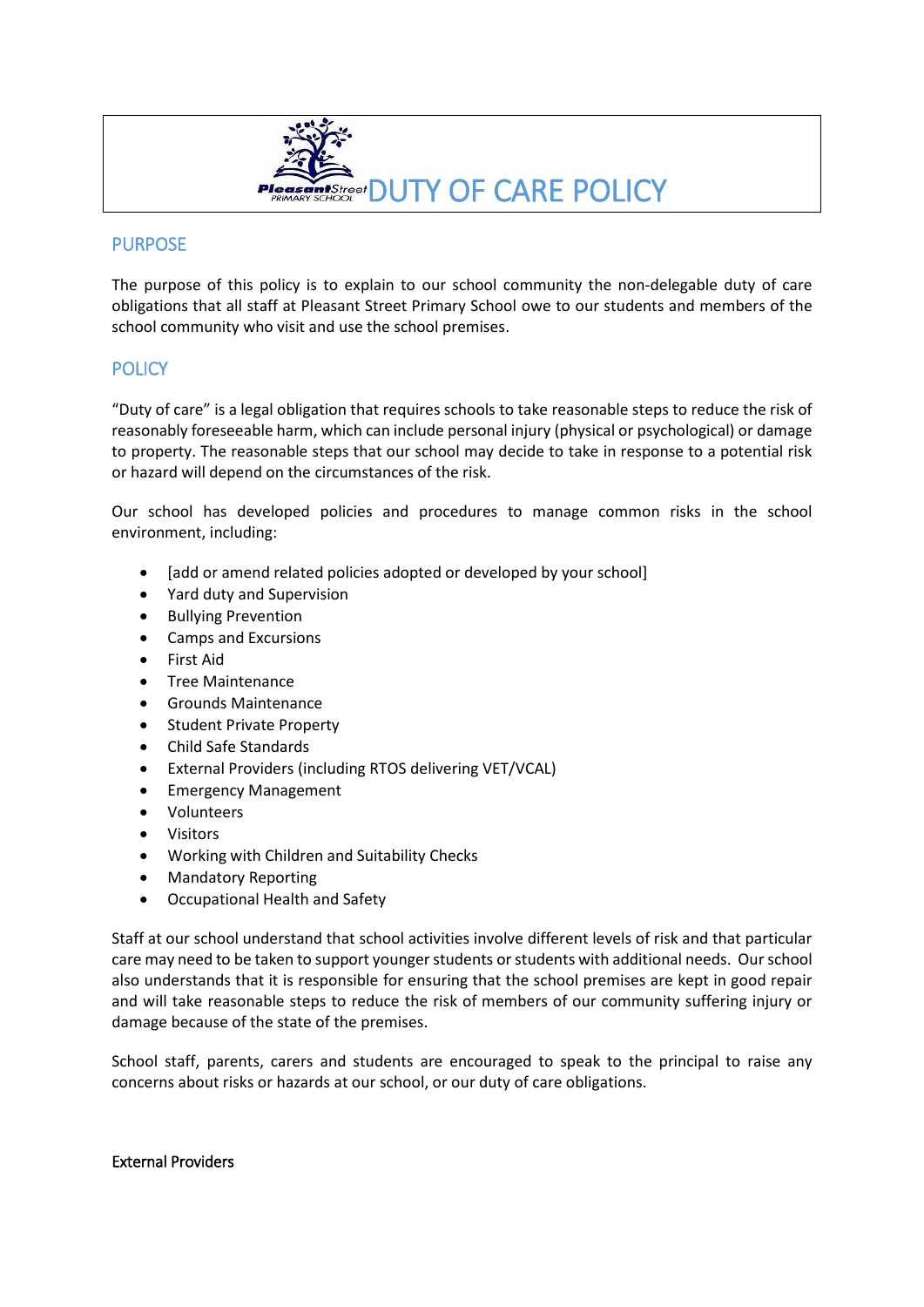# DUTY OF CARE POLICY

## PURPOSE

The purpose of this policy is to explain to our school community the non-delegable duty of care obligations that all staff at Pleasant Street Primary School owe to our students and members of the school community who visit and use the school premises.

## POLICY

"Duty of care" is a legal obligation that requires schools to take reasonable steps to reduce the risk of reasonably foreseeable harm, which can include personal injury (physical or psychological) or damage to property. The reasonable steps that our school may decide to take in response to a potential risk or hazard will depend on the circumstances of the risk.

Our school has developed policies and procedures to manage common risks in the school environment, including:

- [add or amend related policies adopted or developed by your school]
- Yard duty and Supervision
- Bullying Prevention
- Camps and Excursions
- First Aid
- Tree Maintenance
- Grounds Maintenance
- Student Private Property
- Child Safe Standards
- External Providers (including RTOS delivering VET/VCAL)
- Emergency Management
- Volunteers
- Visitors
- Working with Children and Suitability Checks
- Mandatory Reporting
- Occupational Health and Safety

Staff at our school understand that school activities involve different levels of risk and that particular care may need to be taken to support younger students or students with additional needs. Our school also understands that it is responsible for ensuring that the school premises are kept in good repair and will take reasonable steps to reduce the risk of members of our community suffering injury or damage because of the state of the premises.

School staff, parents, carers and students are encouraged to speak to the principal to raise any concerns about risks or hazards at our school, or our duty of care obligations.

External Providers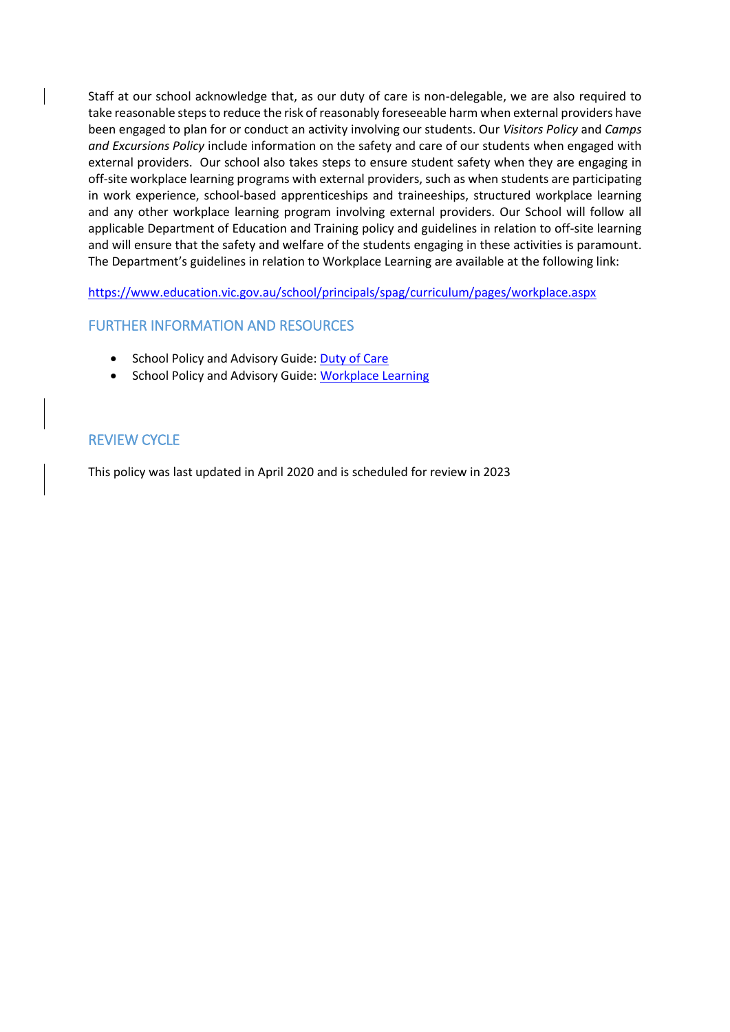Staff at our school acknowledge that, as our duty of care is non-delegable, we are also required to take reasonable steps to reduce the risk of reasonably foreseeable harm when external providers have been engaged to plan for or conduct an activity involving our students. Our *Visitors Policy* and *Camps and Excursions Policy* include information on the safety and care of our students when engaged with external providers. Our school also takes steps to ensure student safety when they are engaging in off-site workplace learning programs with external providers, such as when students are participating in work experience, school-based apprenticeships and traineeships, structured workplace learning and any other workplace learning program involving external providers. Our School will follow all applicable Department of Education and Training policy and guidelines in relation to off-site learning and will ensure that the safety and welfare of the students engaging in these activities is paramount. The Department's guidelines in relation to Workplace Learning are available at the following link:

https://www.education.vic.gov.au/school/principals/spag/curriculum/pages/workplace.aspx

## FURTHER INFORMATION AND RESOURCES

- School Policy and Advisory Guide: Duty of Care
- School Policy and Advisory Guide: Workplace Learning

## REVIEW CYCLE

This policy was last updated in April 2020 and is scheduled for review in 2023